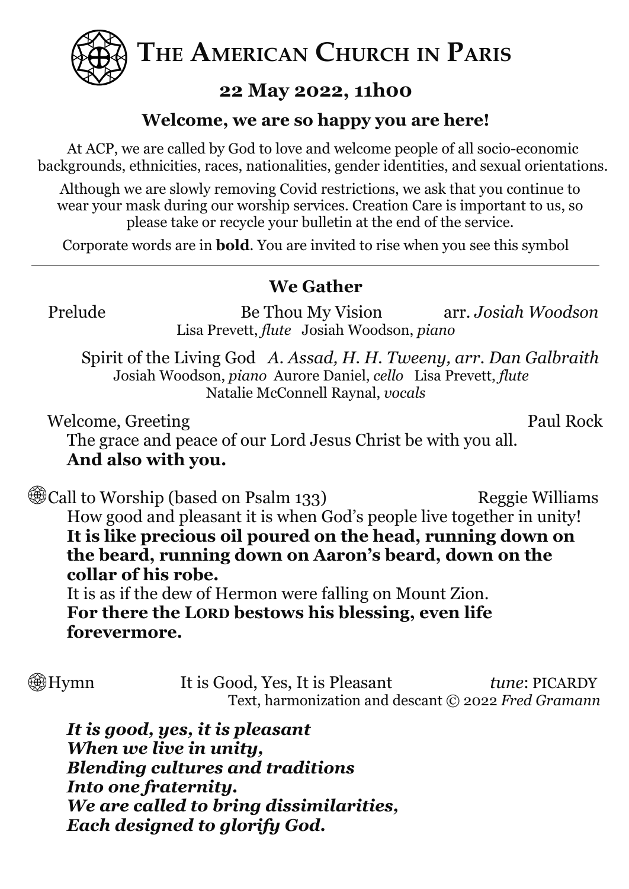# THE AMERICAN CHURCH IN PARIS

## 22 May 2022, 11h00

### Welcome, we are so happy you are here!

At ACP, we are called by God to love and welcome people of all socio-economic backgrounds, ethnicities, races, nationalities, gender identities, and sexual orientations.

Although we are slowly removing Covid restrictions, we ask that you continue to wear your mask during our worship services. Creation Care is important to us, so please take or recycle your bulletin at the end of the service.

Corporate words are in **bold**. You are invited to rise when you see this symbol

---

### We Gather

Prelude — Be Thou My Vision — arr. *Josiah Woodson*
Lisa Prevett, *flute* Josiah Woodson, *piano*

Spirit of the Living God — *A. Assad, H. H. Tweeny, arr. Dan Galbraith*
Josiah Woodson, *piano* Aurore Daniel, *cello* Lisa Prevett, *flute*
Natalie McConnell Raynal, *vocals*

Welcome, Greeting — Paul Rock

The grace and peace of our Lord Jesus Christ be with you all.
**And also with you.**

Call to Worship (based on Psalm 133) — Reggie Williams

How good and pleasant it is when God's people live together in unity!
**It is like precious oil poured on the head, running down on the beard, running down on Aaron's beard, down on the collar of his robe.**
It is as if the dew of Hermon were falling on Mount Zion.
**For there the LORD bestows his blessing, even life forevermore.**

Hymn — It is Good, Yes, It is Pleasant — *tune*: PICARDY
Text, harmonization and descant © 2022 *Fred Gramann*

***It is good, yes, it is pleasant***
***When we live in unity,***
***Blending cultures and traditions***
***Into one fraternity.***
***We are called to bring dissimilarities,***
***Each designed to glorify God.***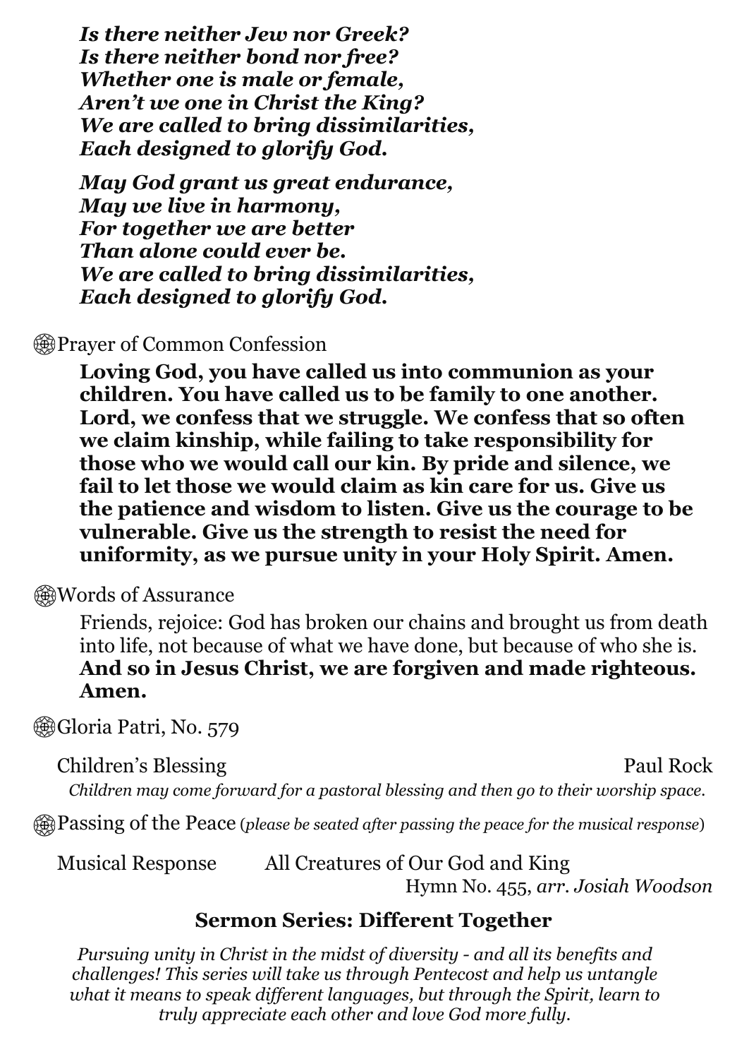***Is there neither Jew nor Greek?***
***Is there neither bond nor free?***
***Whether one is male or female,***
***Aren't we one in Christ the King?***
***We are called to bring dissimilarities,***
***Each designed to glorify God.***

***May God grant us great endurance,***
***May we live in harmony,***
***For together we are better***
***Than alone could ever be.***
***We are called to bring dissimilarities,***
***Each designed to glorify God.***

۞Prayer of Common Confession

**Loving God, you have called us into communion as your children. You have called us to be family to one another. Lord, we confess that we struggle. We confess that so often we claim kinship, while failing to take responsibility for those who we would call our kin. By pride and silence, we fail to let those we would claim as kin care for us. Give us the patience and wisdom to listen. Give us the courage to be vulnerable. Give us the strength to resist the need for uniformity, as we pursue unity in your Holy Spirit. Amen.**

۞Words of Assurance

Friends, rejoice: God has broken our chains and brought us from death into life, not because of what we have done, but because of who she is. **And so in Jesus Christ, we are forgiven and made righteous. Amen.**

۞Gloria Patri, No. 579

Children's Blessing — Paul Rock

*Children may come forward for a pastoral blessing and then go to their worship space.*

۞Passing of the Peace (*please be seated after passing the peace for the musical response*)

Musical Response — All Creatures of Our God and King
Hymn No. 455, *arr. Josiah Woodson*

## Sermon Series: Different Together

*Pursuing unity in Christ in the midst of diversity - and all its benefits and challenges! This series will take us through Pentecost and help us untangle what it means to speak different languages, but through the Spirit, learn to truly appreciate each other and love God more fully.*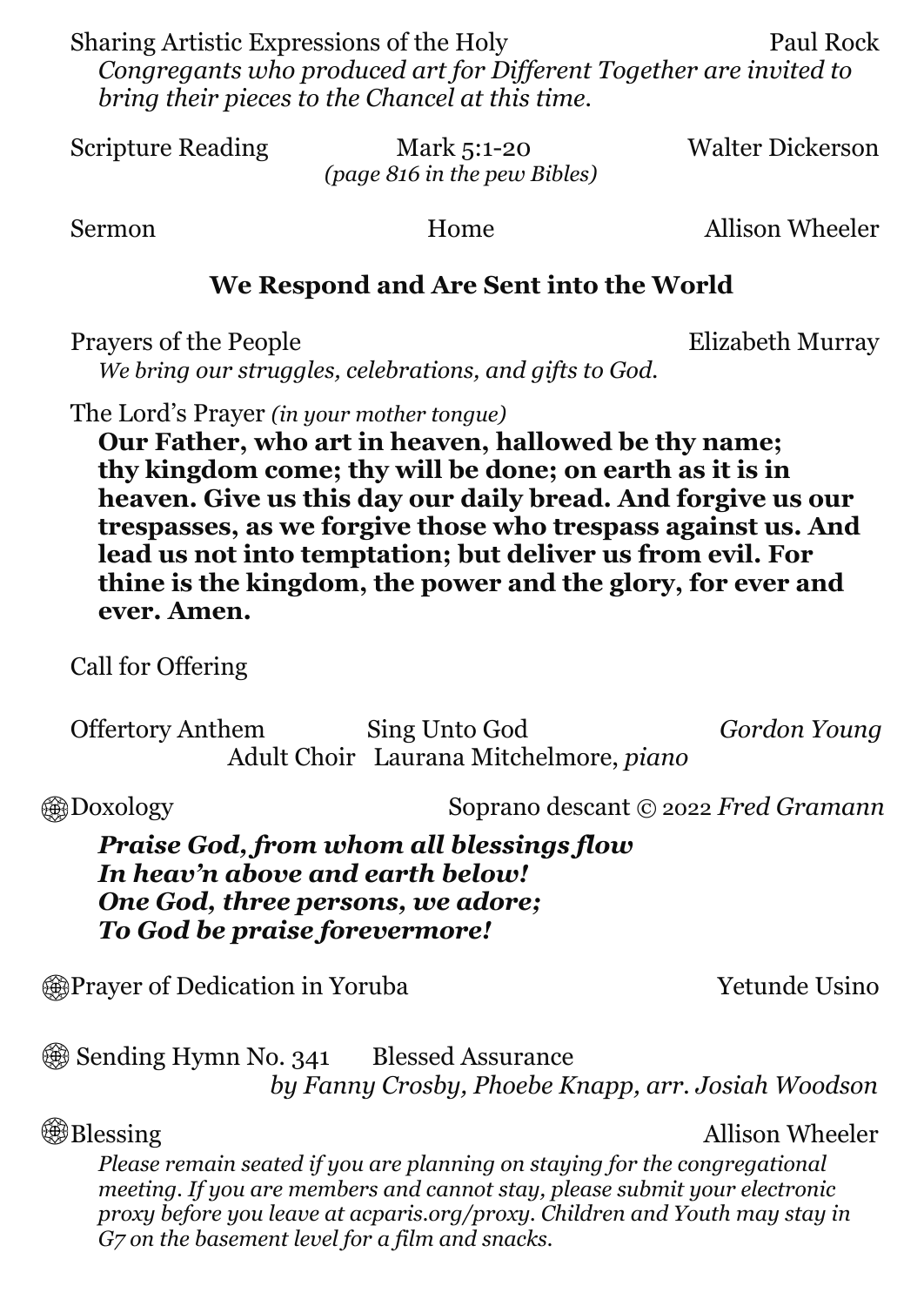Sharing Artistic Expressions of the Holy — Paul Rock

*Congregants who produced art for Different Together are invited to bring their pieces to the Chancel at this time.*

Scripture Reading — Mark 5:1-20 — Walter Dickerson
*(page 816 in the pew Bibles)*

Sermon — Home — Allison Wheeler

## We Respond and Are Sent into the World

Prayers of the People — Elizabeth Murray

*We bring our struggles, celebrations, and gifts to God.*

The Lord's Prayer *(in your mother tongue)*

**Our Father, who art in heaven, hallowed be thy name; thy kingdom come; thy will be done; on earth as it is in heaven. Give us this day our daily bread. And forgive us our trespasses, as we forgive those who trespass against us. And lead us not into temptation; but deliver us from evil. For thine is the kingdom, the power and the glory, for ever and ever. Amen.**

Call for Offering

Offertory Anthem — Sing Unto God — *Gordon Young*
Adult Choir   Laurana Mitchelmore, *piano*

Ꙩ Doxology — Soprano descant © 2022 *Fred Gramann*

***Praise God, from whom all blessings flow***
***In heav'n above and earth below!***
***One God, three persons, we adore;***
***To God be praise forevermore!***

Ꙩ Prayer of Dedication in Yoruba — Yetunde Usino

Ꙩ Sending Hymn No. 341 — Blessed Assurance
*by Fanny Crosby, Phoebe Knapp, arr. Josiah Woodson*

Ꙩ Blessing — Allison Wheeler

*Please remain seated if you are planning on staying for the congregational meeting. If you are members and cannot stay, please submit your electronic proxy before you leave at acparis.org/proxy. Children and Youth may stay in G7 on the basement level for a film and snacks.*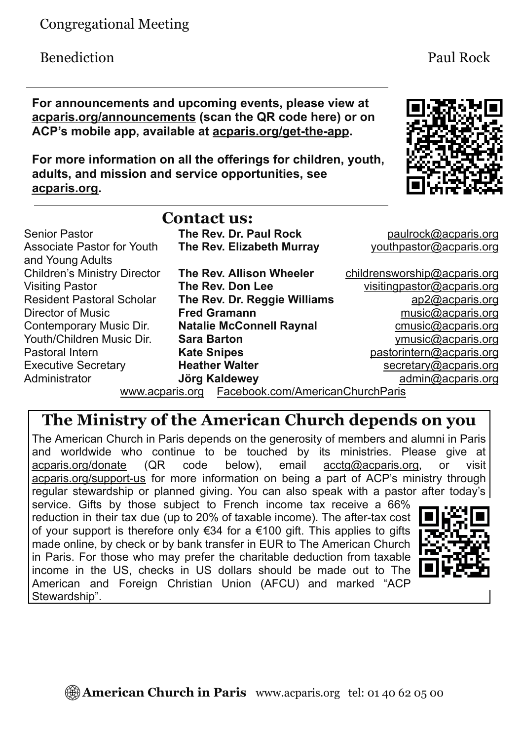Congregational Meeting

Benediction Paul Rock

**For announcements and upcoming events, please view at acparis.org/announcements (scan the QR code here) or on ACP's mobile app, available at acparis.org/get-the-app.**

**For more information on all the offerings for children, youth, adults, and mission and service opportunities, see acparis.org.**

## Contact us:

| | | |
|---|---|---|
| Senior Pastor | **The Rev. Dr. Paul Rock** | paulrock@acparis.org |
| Associate Pastor for Youth and Young Adults | **The Rev. Elizabeth Murray** | youthpastor@acparis.org |
| Children's Ministry Director | **The Rev. Allison Wheeler** | childrensworship@acparis.org |
| Visiting Pastor | **The Rev. Don Lee** | visitingpastor@acparis.org |
| Resident Pastoral Scholar | **The Rev. Dr. Reggie Williams** | ap2@acparis.org |
| Director of Music | **Fred Gramann** | music@acparis.org |
| Contemporary Music Dir. | **Natalie McConnell Raynal** | cmusic@acparis.org |
| Youth/Children Music Dir. | **Sara Barton** | ymusic@acparis.org |
| Pastoral Intern | **Kate Snipes** | pastorintern@acparis.org |
| Executive Secretary | **Heather Walter** | secretary@acparis.org |
| Administrator | **Jörg Kaldewey** | admin@acparis.org |

www.acparis.org Facebook.com/AmericanChurchParis

## The Ministry of the American Church depends on you

The American Church in Paris depends on the generosity of members and alumni in Paris and worldwide who continue to be touched by its ministries. Please give at acparis.org/donate (QR code below), email acctg@acparis.org, or visit acparis.org/support-us for more information on being a part of ACP's ministry through regular stewardship or planned giving. You can also speak with a pastor after today's service. Gifts by those subject to French income tax receive a 66% reduction in their tax due (up to 20% of taxable income). The after-tax cost of your support is therefore only €34 for a €100 gift. This applies to gifts made online, by check or by bank transfer in EUR to The American Church in Paris. For those who may prefer the charitable deduction from taxable income in the US, checks in US dollars should be made out to The American and Foreign Christian Union (AFCU) and marked "ACP Stewardship".

**American Church in Paris** www.acparis.org tel: 01 40 62 05 00